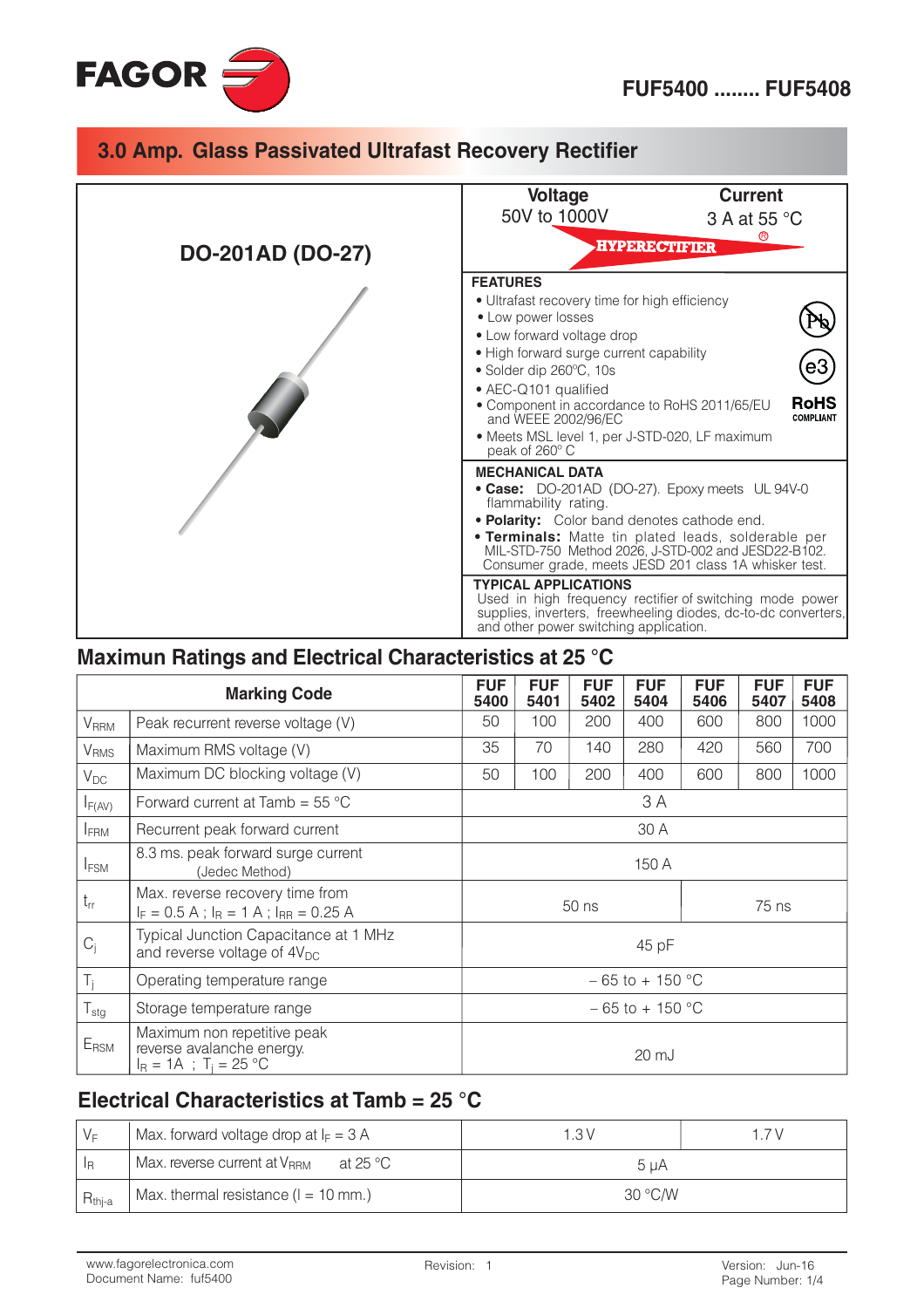FAGOR

# FUF5400 ........ FUF5408

## 3.0 Amp. Glass Passivated Ultrafast Recovery Rectifier

**DO-201AD (DO-27)**

| Voltage | Current |
|---|---|
| 50V to 1000V | 3 A at 55 °C |

HYPERECTIFIER®

### FEATURES

- Ultrafast recovery time for high efficiency
- Low power losses
- Low forward voltage drop
- High forward surge current capability
- Solder dip 260ºC, 10s
- AEC-Q101 qualified
- Component in accordance to RoHS 2011/65/EU and WEEE 2002/96/EC
- Meets MSL level 1, per J-STD-020, LF maximum peak of 260° C

RoHS COMPLIANT

### MECHANICAL DATA

- **Case:** DO-201AD (DO-27). Epoxy meets UL 94V-0 flammability rating.
- **Polarity:** Color band denotes cathode end.
- **Terminals:** Matte tin plated leads, solderable per MIL-STD-750 Method 2026, J-STD-002 and JESD22-B102. Consumer grade, meets JESD 201 class 1A whisker test.

### TYPICAL APPLICATIONS

Used in high frequency rectifier of switching mode power supplies, inverters, freewheeling diodes, dc-to-dc converters, and other power switching application.

## Maximun Ratings and Electrical Characteristics at 25 °C

| | Marking Code | FUF 5400 | FUF 5401 | FUF 5402 | FUF 5404 | FUF 5406 | FUF 5407 | FUF 5408 |
|---|---|---|---|---|---|---|---|---|
| $V_{RRM}$ | Peak recurrent reverse voltage (V) | 50 | 100 | 200 | 400 | 600 | 800 | 1000 |
| $V_{RMS}$ | Maximum RMS voltage (V) | 35 | 70 | 140 | 280 | 420 | 560 | 700 |
| $V_{DC}$ | Maximum DC blocking voltage (V) | 50 | 100 | 200 | 400 | 600 | 800 | 1000 |
| $I_{F(AV)}$ | Forward current at Tamb = 55 °C | 3 A | | | | | | |
| $I_{FRM}$ | Recurrent peak forward current | 30 A | | | | | | |
| $I_{FSM}$ | 8.3 ms. peak forward surge current (Jedec Method) | 150 A | | | | | | |
| $t_{rr}$ | Max. reverse recovery time from $I_F$ = 0.5 A ; $I_R$ = 1 A ; $I_{RR}$ = 0.25 A | 50 ns | | | | 75 ns | | |
| $C_j$ | Typical Junction Capacitance at 1 MHz and reverse voltage of $4V_{DC}$ | 45 pF | | | | | | |
| $T_j$ | Operating temperature range | – 65 to + 150 °C | | | | | | |
| $T_{stg}$ | Storage temperature range | – 65 to + 150 °C | | | | | | |
| $E_{RSM}$ | Maximum non repetitive peak reverse avalanche energy. $I_R$ = 1A ; $T_j$ = 25 °C | 20 mJ | | | | | | |

## Electrical Characteristics at Tamb = 25 °C

| | | | |
|---|---|---|---|
| $V_F$ | Max. forward voltage drop at $I_F$ = 3 A | 1.3 V | 1.7 V |
| $I_R$ | Max. reverse current at $V_{RRM}$ at 25 °C | 5 µA | |
| $R_{thj-a}$ | Max. thermal resistance (l = 10 mm.) | 30 °C/W | |

www.fagorelectronica.com
Document Name: fuf5400

Revision: 1

Version: Jun-16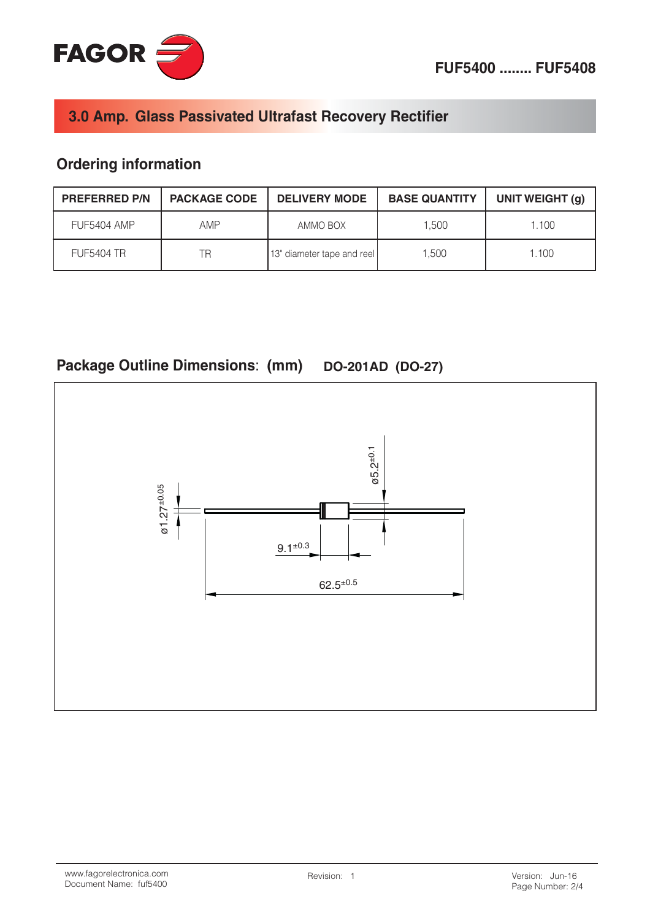## 3.0 Amp. Glass Passivated Ultrafast Recovery Rectifier

### Ordering information

| PREFERRED P/N | PACKAGE CODE | DELIVERY MODE | BASE QUANTITY | UNIT WEIGHT (g) |
|---|---|---|---|---|
| FUF5404 AMP | AMP | AMMO BOX | 1,500 | 1.100 |
| FUF5404 TR | TR | 13" diameter tape and reel | 1,500 | 1.100 |

### Package Outline Dimensions: (mm) DO-201AD (DO-27)

ø1.27$^{\pm0.05}$

ø5.2$^{\pm0.1}$

9.1$^{\pm0.3}$

62.5$^{\pm0.5}$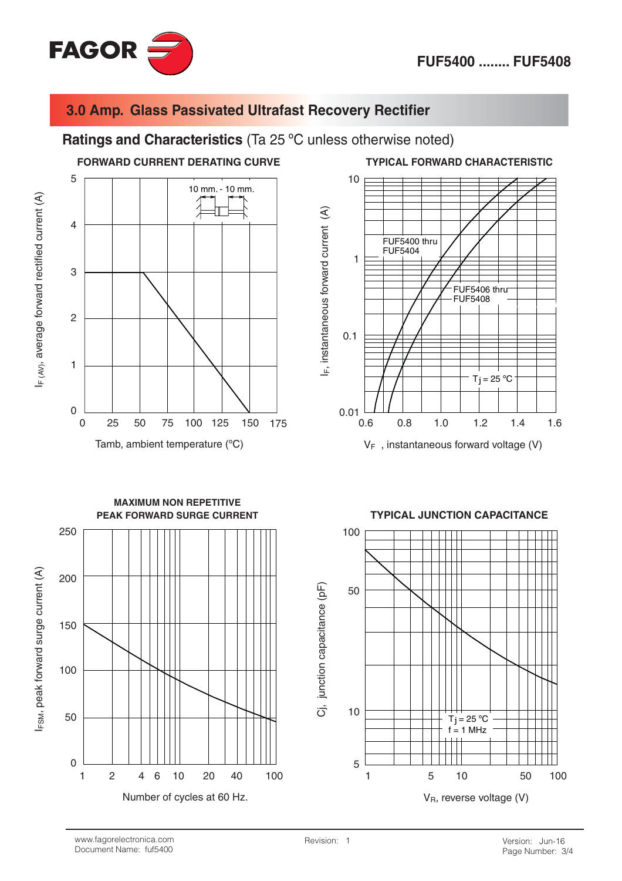# 3.0 Amp. Glass Passivated Ultrafast Recovery Rectifier

## Ratings and Characteristics (Ta 25 ºC unless otherwise noted)

### FORWARD CURRENT DERATING CURVE

10 mm. - 10 mm.

$I_{F (AV)}$, average forward rectified current (A)

Tamb, ambient temperature (ºC)

### TYPICAL FORWARD CHARACTERISTIC

FUF5400 thru FUF5404

FUF5406 thru FUF5408

$T_j$ = 25 ºC

$I_F$, instantaneous forward current (A)

$V_F$, instantaneous forward voltage (V)

### MAXIMUM NON REPETITIVE PEAK FORWARD SURGE CURRENT

$I_{FSM}$, peak forward surge current (A)

Number of cycles at 60 Hz.

### TYPICAL JUNCTION CAPACITANCE

$T_j$ = 25 ºC
f = 1 MHz

Cj, junction capacitance (pF)

$V_R$, reverse voltage (V)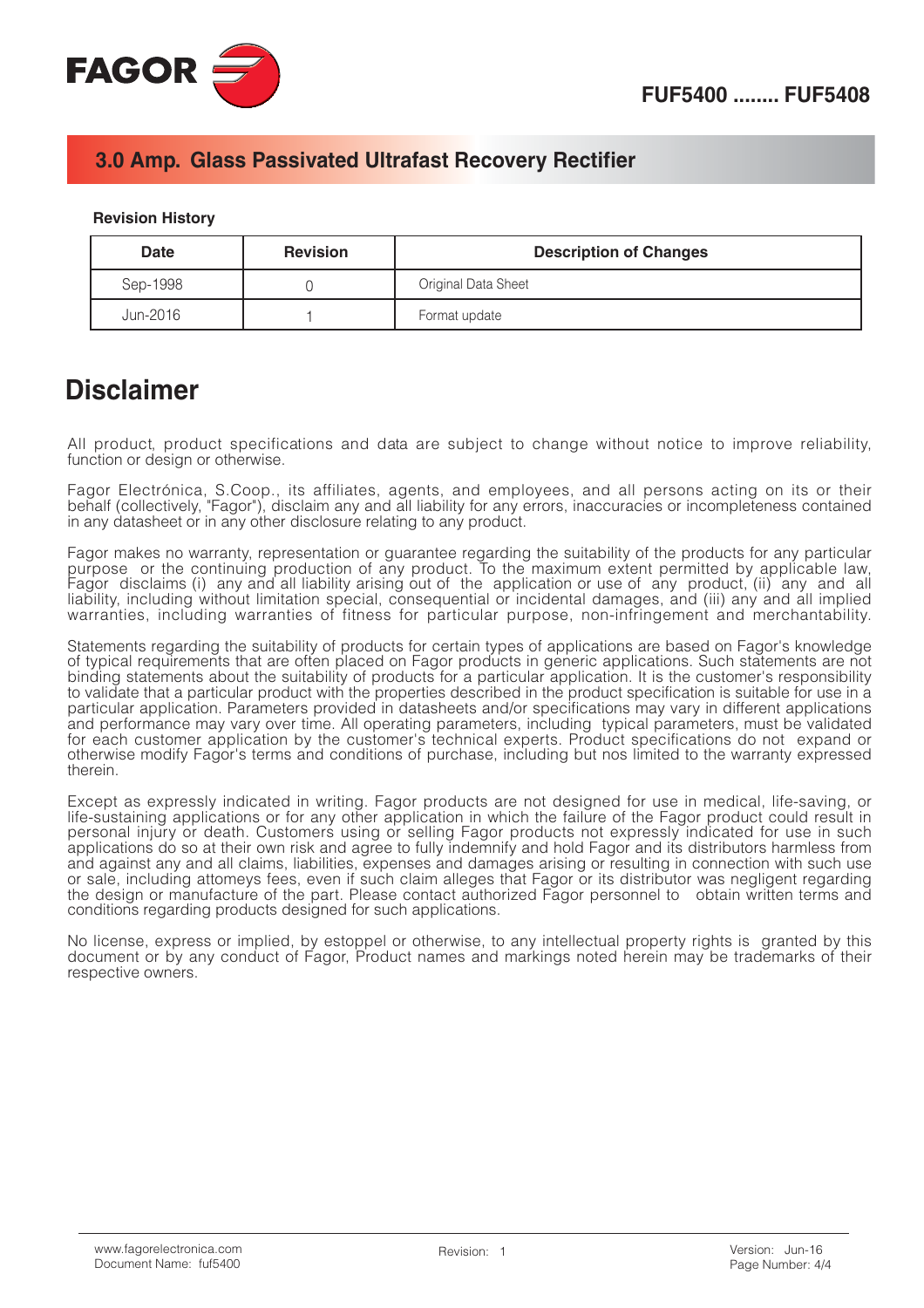## 3.0 Amp. Glass Passivated Ultrafast Recovery Rectifier

**Revision History**

| Date | Revision | Description of Changes |
|---|---|---|
| Sep-1998 | 0 | Original Data Sheet |
| Jun-2016 | 1 | Format update |

# Disclaimer

All product, product specifications and data are subject to change without notice to improve reliability, function or design or otherwise.

Fagor Electrónica, S.Coop., its affiliates, agents, and employees, and all persons acting on its or their behalf (collectively, "Fagor"), disclaim any and all liability for any errors, inaccuracies or incompleteness contained in any datasheet or in any other disclosure relating to any product.

Fagor makes no warranty, representation or guarantee regarding the suitability of the products for any particular purpose or the continuing production of any product. To the maximum extent permitted by applicable law, Fagor disclaims (i) any and all liability arising out of the application or use of any product, (ii) any and all liability, including without limitation special, consequential or incidental damages, and (iii) any and all implied warranties, including warranties of fitness for particular purpose, non-infringement and merchantability.

Statements regarding the suitability of products for certain types of applications are based on Fagor's knowledge of typical requirements that are often placed on Fagor products in generic applications. Such statements are not binding statements about the suitability of products for a particular application. It is the customer's responsibility to validate that a particular product with the properties described in the product specification is suitable for use in a particular application. Parameters provided in datasheets and/or specifications may vary in different applications and performance may vary over time. All operating parameters, including typical parameters, must be validated for each customer application by the customer's technical experts. Product specifications do not expand or otherwise modify Fagor's terms and conditions of purchase, including but nos limited to the warranty expressed therein.

Except as expressly indicated in writing. Fagor products are not designed for use in medical, life-saving, or life-sustaining applications or for any other application in which the failure of the Fagor product could result in personal injury or death. Customers using or selling Fagor products not expressly indicated for use in such applications do so at their own risk and agree to fully indemnify and hold Fagor and its distributors harmless from and against any and all claims, liabilities, expenses and damages arising or resulting in connection with such use or sale, including attomeys fees, even if such claim alleges that Fagor or its distributor was negligent regarding the design or manufacture of the part. Please contact authorized Fagor personnel to obtain written terms and conditions regarding products designed for such applications.

No license, express or implied, by estoppel or otherwise, to any intellectual property rights is granted by this document or by any conduct of Fagor, Product names and markings noted herein may be trademarks of their respective owners.